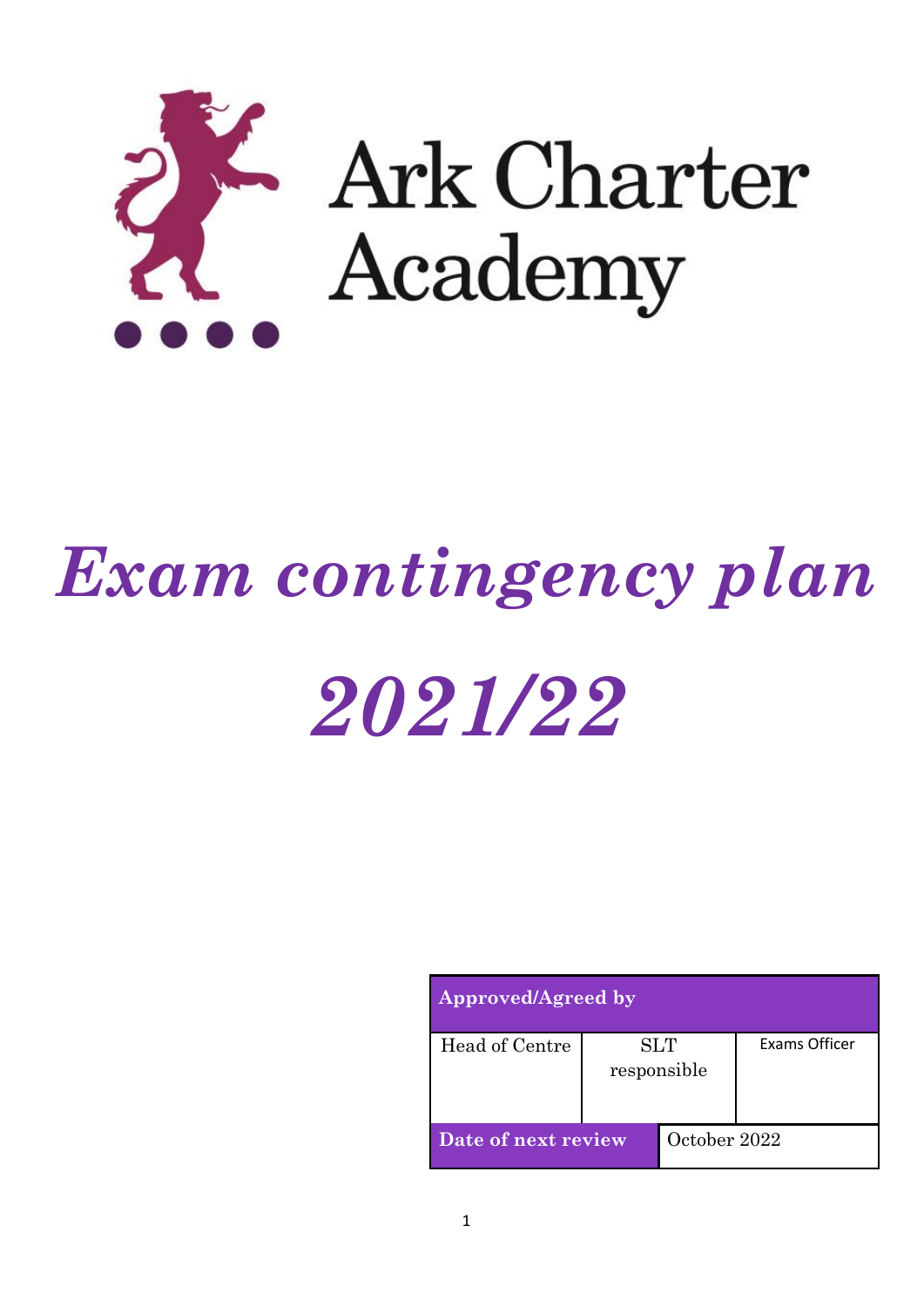# Ark Charter Academy

# *Exam contingency plan*

# *2021/22*

| Approved/Agreed by | | | |
|---|---|---|---|
| Head of Centre | SLT responsible | | Exams Officer |
| **Date of next review** | | October 2022 | |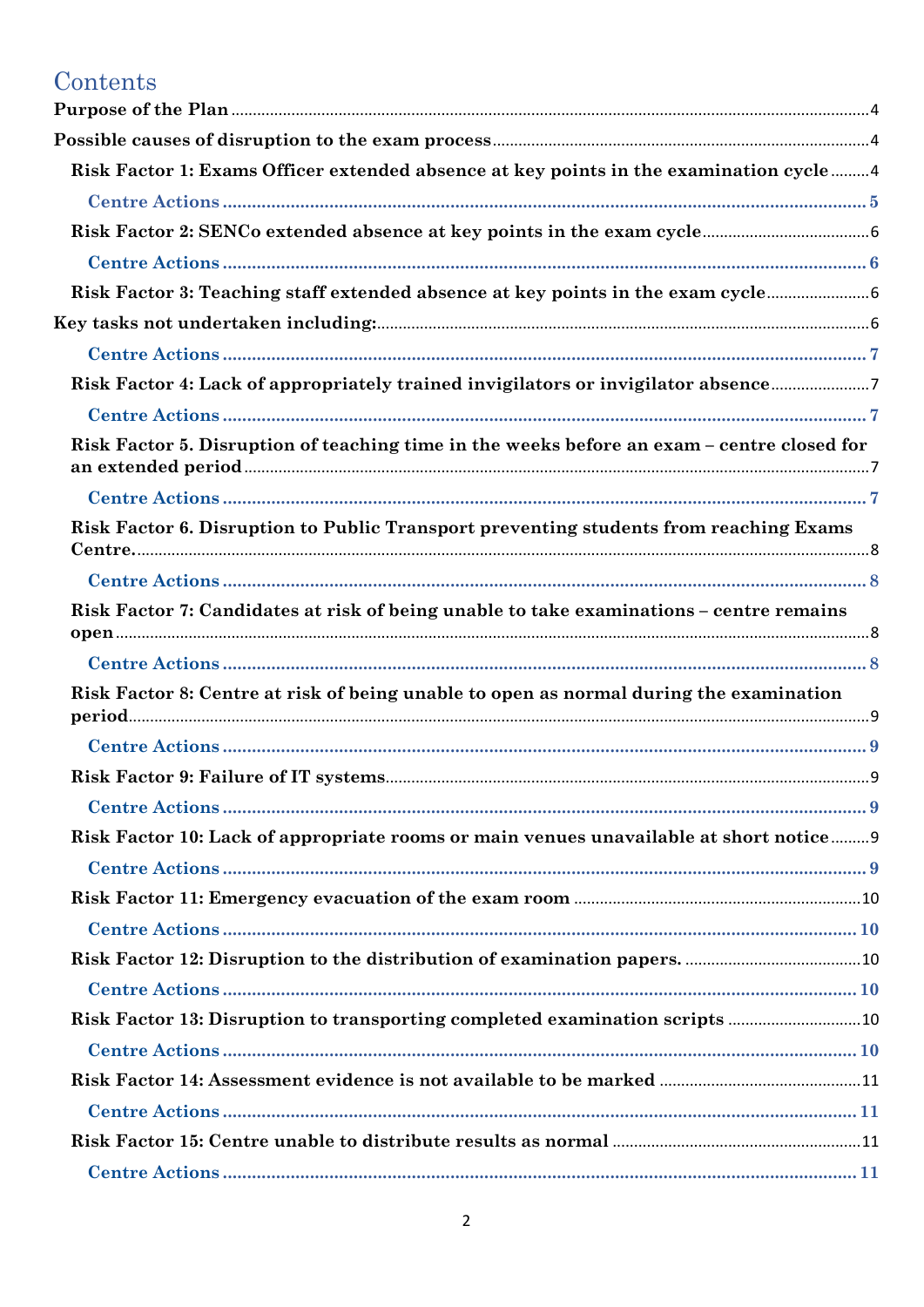# Contents

**Purpose of the Plan** ..... 4

**Possible causes of disruption to the exam process** ..... 4

- **Risk Factor 1: Exams Officer extended absence at key points in the examination cycle** ..... 4
  - **Centre Actions** ..... 5
- **Risk Factor 2: SENCo extended absence at key points in the exam cycle** ..... 6
  - **Centre Actions** ..... 6
- **Risk Factor 3: Teaching staff extended absence at key points in the exam cycle** ..... 6

**Key tasks not undertaken including:** ..... 6

- **Centre Actions** ..... 7
- **Risk Factor 4: Lack of appropriately trained invigilators or invigilator absence** ..... 7
  - **Centre Actions** ..... 7
- **Risk Factor 5. Disruption of teaching time in the weeks before an exam – centre closed for an extended period** ..... 7
  - **Centre Actions** ..... 7
- **Risk Factor 6. Disruption to Public Transport preventing students from reaching Exams Centre.** ..... 8
  - **Centre Actions** ..... 8
- **Risk Factor 7: Candidates at risk of being unable to take examinations – centre remains open** ..... 8
  - **Centre Actions** ..... 8
- **Risk Factor 8: Centre at risk of being unable to open as normal during the examination period** ..... 9
  - **Centre Actions** ..... 9
- **Risk Factor 9: Failure of IT systems** ..... 9
  - **Centre Actions** ..... 9
- **Risk Factor 10: Lack of appropriate rooms or main venues unavailable at short notice** ..... 9
  - **Centre Actions** ..... 9
- **Risk Factor 11: Emergency evacuation of the exam room** ..... 10
  - **Centre Actions** ..... 10
- **Risk Factor 12: Disruption to the distribution of examination papers.** ..... 10
  - **Centre Actions** ..... 10
- **Risk Factor 13: Disruption to transporting completed examination scripts** ..... 10
  - **Centre Actions** ..... 10
- **Risk Factor 14: Assessment evidence is not available to be marked** ..... 11
  - **Centre Actions** ..... 11
- **Risk Factor 15: Centre unable to distribute results as normal** ..... 11
  - **Centre Actions** ..... 11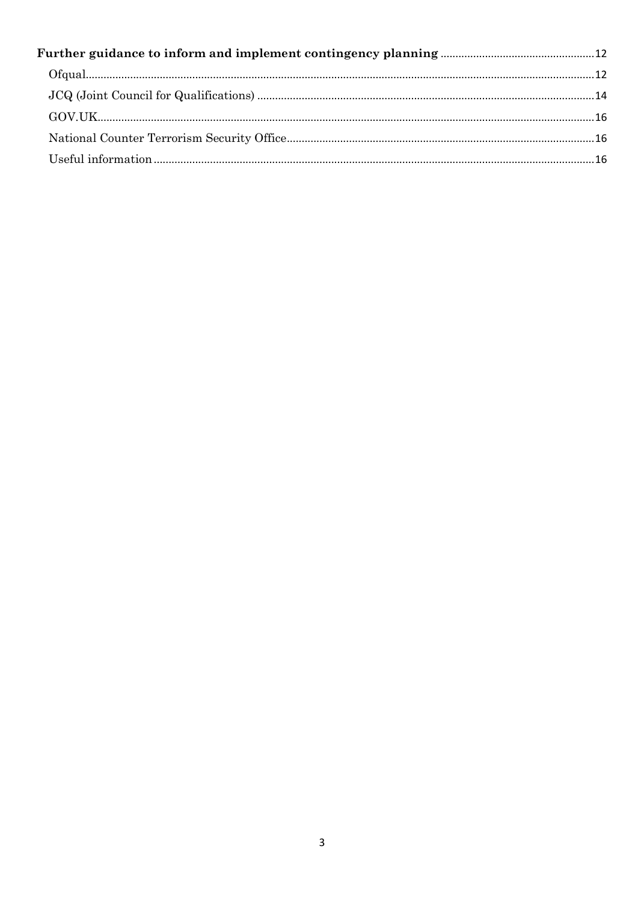**Further guidance to inform and implement contingency planning** ..... 12

- Ofqual ..... 12
- JCQ (Joint Council for Qualifications) ..... 14
- GOV.UK ..... 16
- National Counter Terrorism Security Office ..... 16
- Useful information ..... 16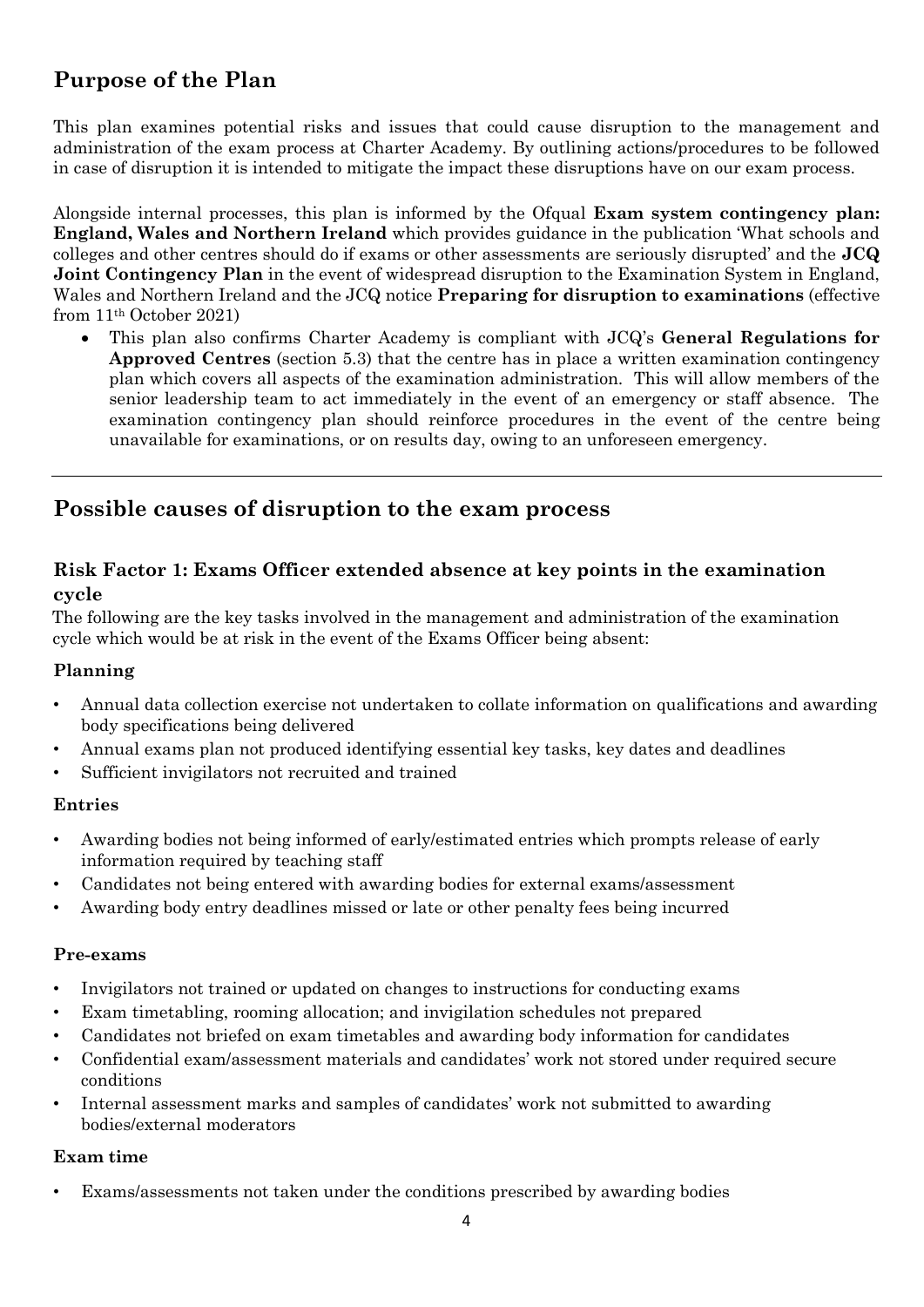## Purpose of the Plan

This plan examines potential risks and issues that could cause disruption to the management and administration of the exam process at Charter Academy. By outlining actions/procedures to be followed in case of disruption it is intended to mitigate the impact these disruptions have on our exam process.

Alongside internal processes, this plan is informed by the Ofqual **Exam system contingency plan: England, Wales and Northern Ireland** which provides guidance in the publication 'What schools and colleges and other centres should do if exams or other assessments are seriously disrupted' and the **JCQ Joint Contingency Plan** in the event of widespread disruption to the Examination System in England, Wales and Northern Ireland and the JCQ notice **Preparing for disruption to examinations** (effective from 11th October 2021)

- This plan also confirms Charter Academy is compliant with JCQ's **General Regulations for Approved Centres** (section 5.3) that the centre has in place a written examination contingency plan which covers all aspects of the examination administration. This will allow members of the senior leadership team to act immediately in the event of an emergency or staff absence. The examination contingency plan should reinforce procedures in the event of the centre being unavailable for examinations, or on results day, owing to an unforeseen emergency.

---

## Possible causes of disruption to the exam process

### Risk Factor 1: Exams Officer extended absence at key points in the examination cycle

The following are the key tasks involved in the management and administration of the examination cycle which would be at risk in the event of the Exams Officer being absent:

**Planning**

- Annual data collection exercise not undertaken to collate information on qualifications and awarding body specifications being delivered
- Annual exams plan not produced identifying essential key tasks, key dates and deadlines
- Sufficient invigilators not recruited and trained

**Entries**

- Awarding bodies not being informed of early/estimated entries which prompts release of early information required by teaching staff
- Candidates not being entered with awarding bodies for external exams/assessment
- Awarding body entry deadlines missed or late or other penalty fees being incurred

**Pre-exams**

- Invigilators not trained or updated on changes to instructions for conducting exams
- Exam timetabling, rooming allocation; and invigilation schedules not prepared
- Candidates not briefed on exam timetables and awarding body information for candidates
- Confidential exam/assessment materials and candidates' work not stored under required secure conditions
- Internal assessment marks and samples of candidates' work not submitted to awarding bodies/external moderators

**Exam time**

- Exams/assessments not taken under the conditions prescribed by awarding bodies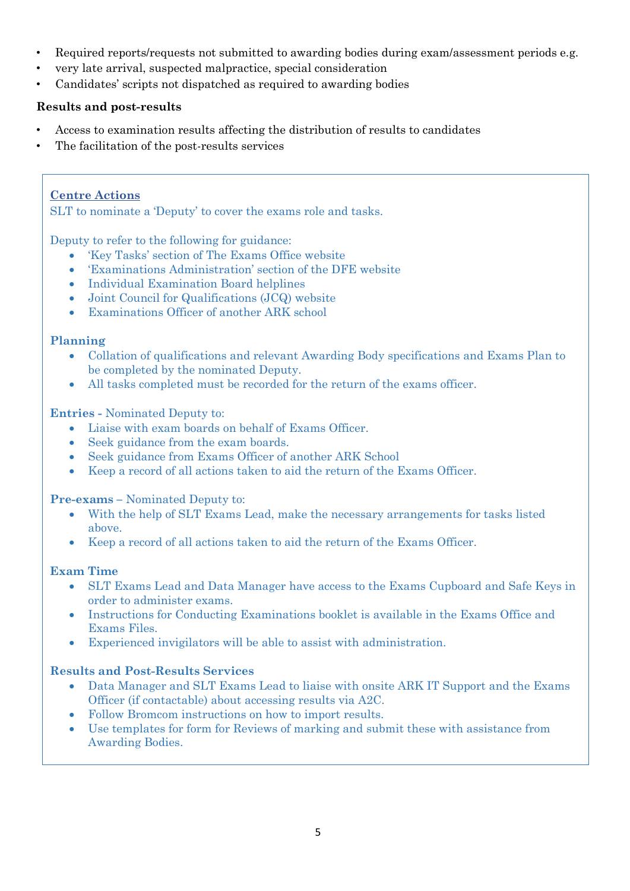- Required reports/requests not submitted to awarding bodies during exam/assessment periods e.g.
- very late arrival, suspected malpractice, special consideration
- Candidates' scripts not dispatched as required to awarding bodies

**Results and post-results**

- Access to examination results affecting the distribution of results to candidates
- The facilitation of the post-results services

**Centre Actions**

SLT to nominate a 'Deputy' to cover the exams role and tasks.

Deputy to refer to the following for guidance:

- 'Key Tasks' section of The Exams Office website
- 'Examinations Administration' section of the DFE website
- Individual Examination Board helplines
- Joint Council for Qualifications (JCQ) website
- Examinations Officer of another ARK school

**Planning**

- Collation of qualifications and relevant Awarding Body specifications and Exams Plan to be completed by the nominated Deputy.
- All tasks completed must be recorded for the return of the exams officer.

**Entries** - Nominated Deputy to:

- Liaise with exam boards on behalf of Exams Officer.
- Seek guidance from the exam boards.
- Seek guidance from Exams Officer of another ARK School
- Keep a record of all actions taken to aid the return of the Exams Officer.

**Pre-exams** – Nominated Deputy to:

- With the help of SLT Exams Lead, make the necessary arrangements for tasks listed above.
- Keep a record of all actions taken to aid the return of the Exams Officer.

**Exam Time**

- SLT Exams Lead and Data Manager have access to the Exams Cupboard and Safe Keys in order to administer exams.
- Instructions for Conducting Examinations booklet is available in the Exams Office and Exams Files.
- Experienced invigilators will be able to assist with administration.

**Results and Post-Results Services**

- Data Manager and SLT Exams Lead to liaise with onsite ARK IT Support and the Exams Officer (if contactable) about accessing results via A2C.
- Follow Bromcom instructions on how to import results.
- Use templates for form for Reviews of marking and submit these with assistance from Awarding Bodies.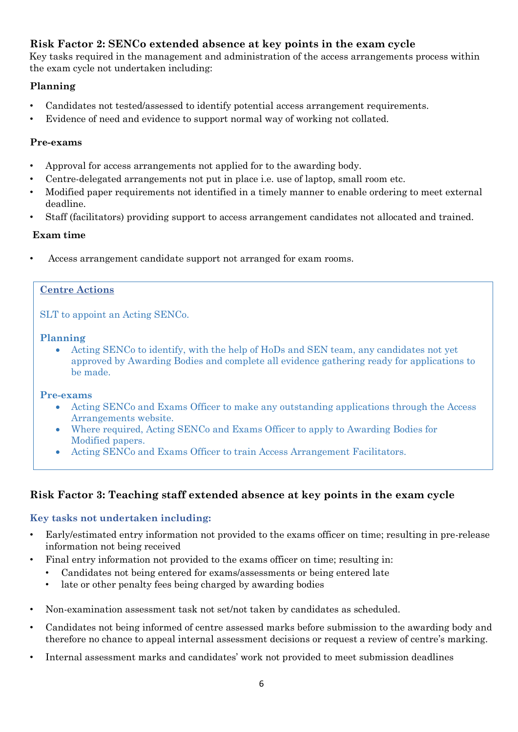### Risk Factor 2: SENCo extended absence at key points in the exam cycle

Key tasks required in the management and administration of the access arrangements process within the exam cycle not undertaken including:

#### Planning

- Candidates not tested/assessed to identify potential access arrangement requirements.
- Evidence of need and evidence to support normal way of working not collated.

#### Pre-exams

- Approval for access arrangements not applied for to the awarding body.
- Centre-delegated arrangements not put in place i.e. use of laptop, small room etc.
- Modified paper requirements not identified in a timely manner to enable ordering to meet external deadline.
- Staff (facilitators) providing support to access arrangement candidates not allocated and trained.

#### Exam time

- Access arrangement candidate support not arranged for exam rooms.

**Centre Actions**

SLT to appoint an Acting SENCo.

**Planning**

- Acting SENCo to identify, with the help of HoDs and SEN team, any candidates not yet approved by Awarding Bodies and complete all evidence gathering ready for applications to be made.

**Pre-exams**

- Acting SENCo and Exams Officer to make any outstanding applications through the Access Arrangements website.
- Where required, Acting SENCo and Exams Officer to apply to Awarding Bodies for Modified papers.
- Acting SENCo and Exams Officer to train Access Arrangement Facilitators.

### Risk Factor 3: Teaching staff extended absence at key points in the exam cycle

#### Key tasks not undertaken including:

- Early/estimated entry information not provided to the exams officer on time; resulting in pre-release information not being received
- Final entry information not provided to the exams officer on time; resulting in:
  - Candidates not being entered for exams/assessments or being entered late
  - late or other penalty fees being charged by awarding bodies
- Non-examination assessment task not set/not taken by candidates as scheduled.
- Candidates not being informed of centre assessed marks before submission to the awarding body and therefore no chance to appeal internal assessment decisions or request a review of centre's marking.
- Internal assessment marks and candidates' work not provided to meet submission deadlines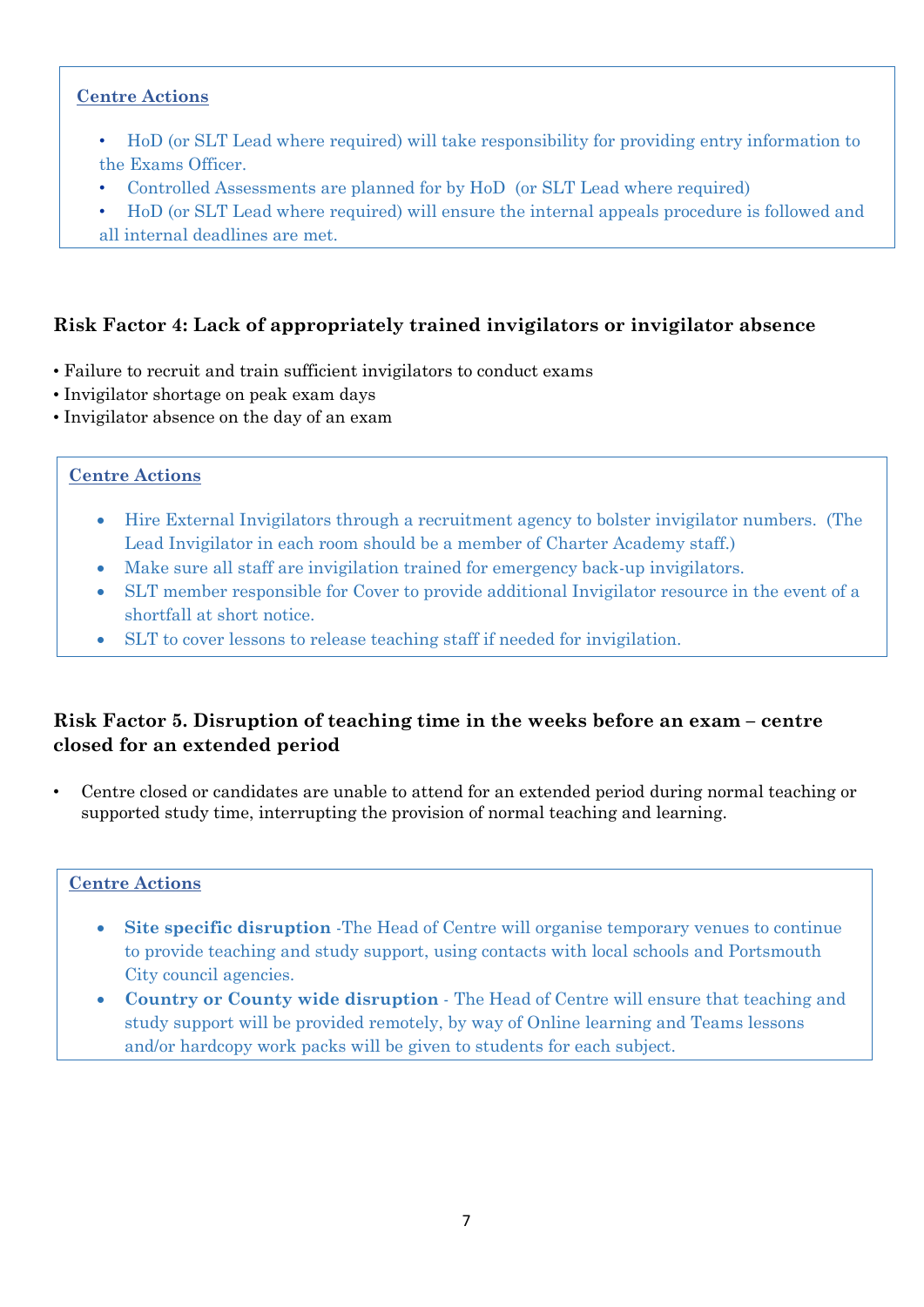**Centre Actions**

- HoD (or SLT Lead where required) will take responsibility for providing entry information to the Exams Officer.
- Controlled Assessments are planned for by HoD (or SLT Lead where required)
- HoD (or SLT Lead where required) will ensure the internal appeals procedure is followed and all internal deadlines are met.

### Risk Factor 4: Lack of appropriately trained invigilators or invigilator absence

- Failure to recruit and train sufficient invigilators to conduct exams
- Invigilator shortage on peak exam days
- Invigilator absence on the day of an exam

**Centre Actions**

- Hire External Invigilators through a recruitment agency to bolster invigilator numbers. (The Lead Invigilator in each room should be a member of Charter Academy staff.)
- Make sure all staff are invigilation trained for emergency back-up invigilators.
- SLT member responsible for Cover to provide additional Invigilator resource in the event of a shortfall at short notice.
- SLT to cover lessons to release teaching staff if needed for invigilation.

### Risk Factor 5. Disruption of teaching time in the weeks before an exam – centre closed for an extended period

- Centre closed or candidates are unable to attend for an extended period during normal teaching or supported study time, interrupting the provision of normal teaching and learning.

**Centre Actions**

- **Site specific disruption** -The Head of Centre will organise temporary venues to continue to provide teaching and study support, using contacts with local schools and Portsmouth City council agencies.
- **Country or County wide disruption** - The Head of Centre will ensure that teaching and study support will be provided remotely, by way of Online learning and Teams lessons and/or hardcopy work packs will be given to students for each subject.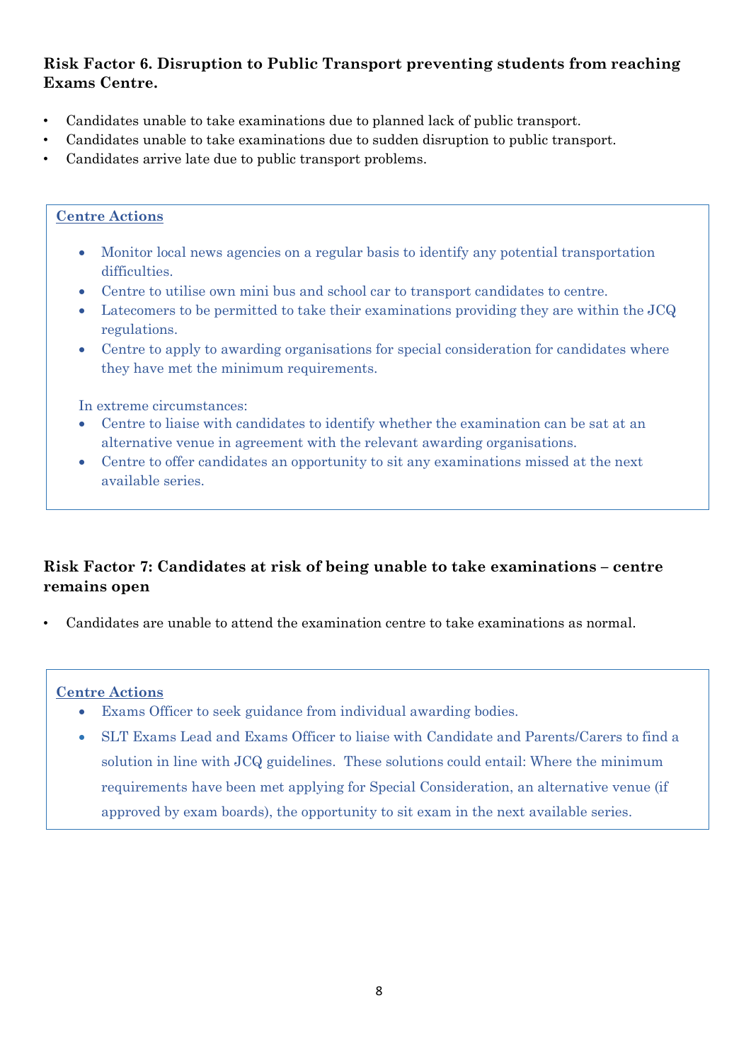### Risk Factor 6. Disruption to Public Transport preventing students from reaching Exams Centre.

- Candidates unable to take examinations due to planned lack of public transport.
- Candidates unable to take examinations due to sudden disruption to public transport.
- Candidates arrive late due to public transport problems.

**Centre Actions**

- Monitor local news agencies on a regular basis to identify any potential transportation difficulties.
- Centre to utilise own mini bus and school car to transport candidates to centre.
- Latecomers to be permitted to take their examinations providing they are within the JCQ regulations.
- Centre to apply to awarding organisations for special consideration for candidates where they have met the minimum requirements.

In extreme circumstances:

- Centre to liaise with candidates to identify whether the examination can be sat at an alternative venue in agreement with the relevant awarding organisations.
- Centre to offer candidates an opportunity to sit any examinations missed at the next available series.

### Risk Factor 7: Candidates at risk of being unable to take examinations – centre remains open

- Candidates are unable to attend the examination centre to take examinations as normal.

**Centre Actions**

- Exams Officer to seek guidance from individual awarding bodies.
- SLT Exams Lead and Exams Officer to liaise with Candidate and Parents/Carers to find a solution in line with JCQ guidelines. These solutions could entail: Where the minimum requirements have been met applying for Special Consideration, an alternative venue (if approved by exam boards), the opportunity to sit exam in the next available series.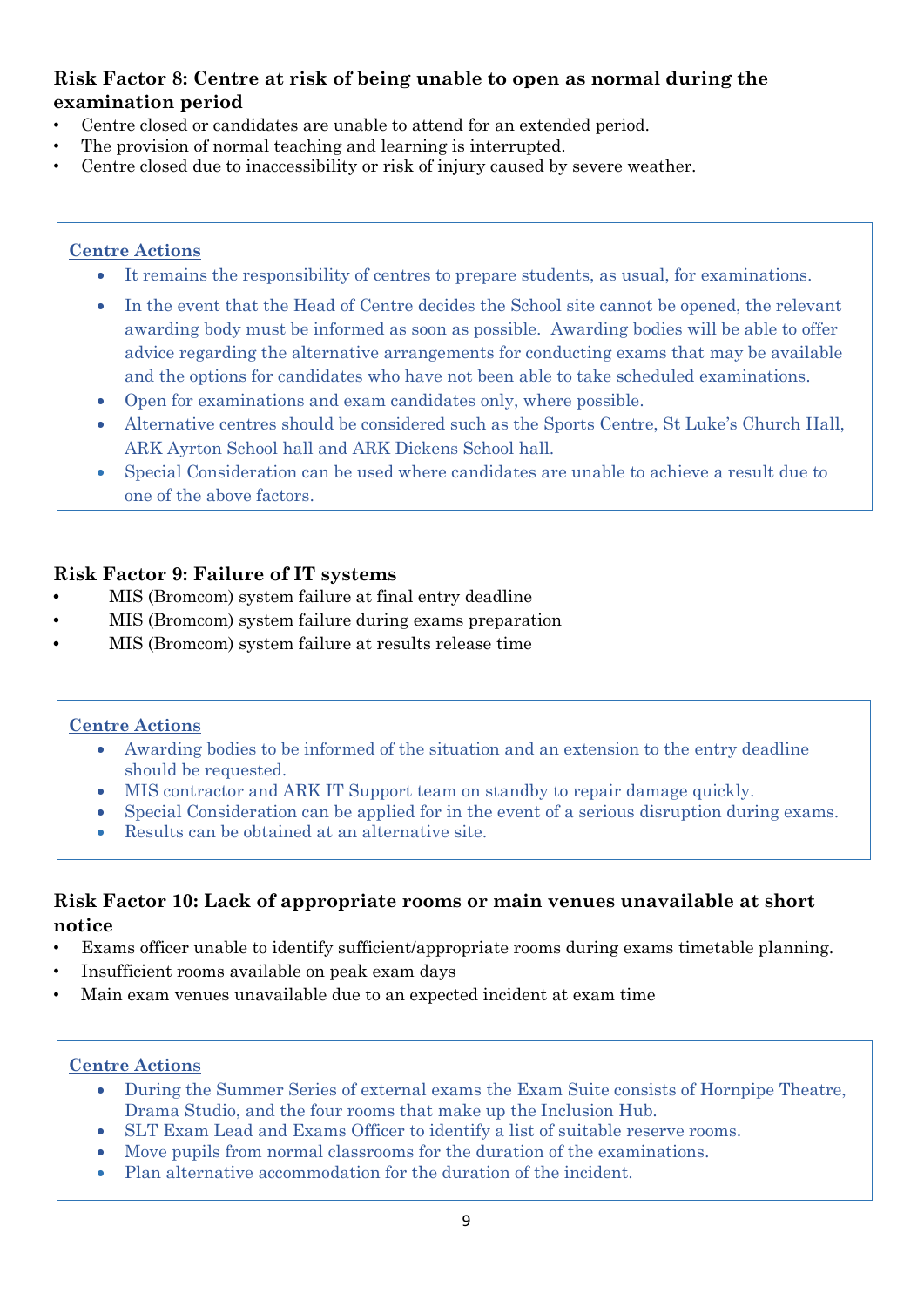### Risk Factor 8: Centre at risk of being unable to open as normal during the examination period

- Centre closed or candidates are unable to attend for an extended period.
- The provision of normal teaching and learning is interrupted.
- Centre closed due to inaccessibility or risk of injury caused by severe weather.

**Centre Actions**

- It remains the responsibility of centres to prepare students, as usual, for examinations.
- In the event that the Head of Centre decides the School site cannot be opened, the relevant awarding body must be informed as soon as possible. Awarding bodies will be able to offer advice regarding the alternative arrangements for conducting exams that may be available and the options for candidates who have not been able to take scheduled examinations.
- Open for examinations and exam candidates only, where possible.
- Alternative centres should be considered such as the Sports Centre, St Luke's Church Hall, ARK Ayrton School hall and ARK Dickens School hall.
- Special Consideration can be used where candidates are unable to achieve a result due to one of the above factors.

### Risk Factor 9: Failure of IT systems

- MIS (Bromcom) system failure at final entry deadline
- MIS (Bromcom) system failure during exams preparation
- MIS (Bromcom) system failure at results release time

**Centre Actions**

- Awarding bodies to be informed of the situation and an extension to the entry deadline should be requested.
- MIS contractor and ARK IT Support team on standby to repair damage quickly.
- Special Consideration can be applied for in the event of a serious disruption during exams.
- Results can be obtained at an alternative site.

### Risk Factor 10: Lack of appropriate rooms or main venues unavailable at short notice

- Exams officer unable to identify sufficient/appropriate rooms during exams timetable planning.
- Insufficient rooms available on peak exam days
- Main exam venues unavailable due to an expected incident at exam time

**Centre Actions**

- During the Summer Series of external exams the Exam Suite consists of Hornpipe Theatre, Drama Studio, and the four rooms that make up the Inclusion Hub.
- SLT Exam Lead and Exams Officer to identify a list of suitable reserve rooms.
- Move pupils from normal classrooms for the duration of the examinations.
- Plan alternative accommodation for the duration of the incident.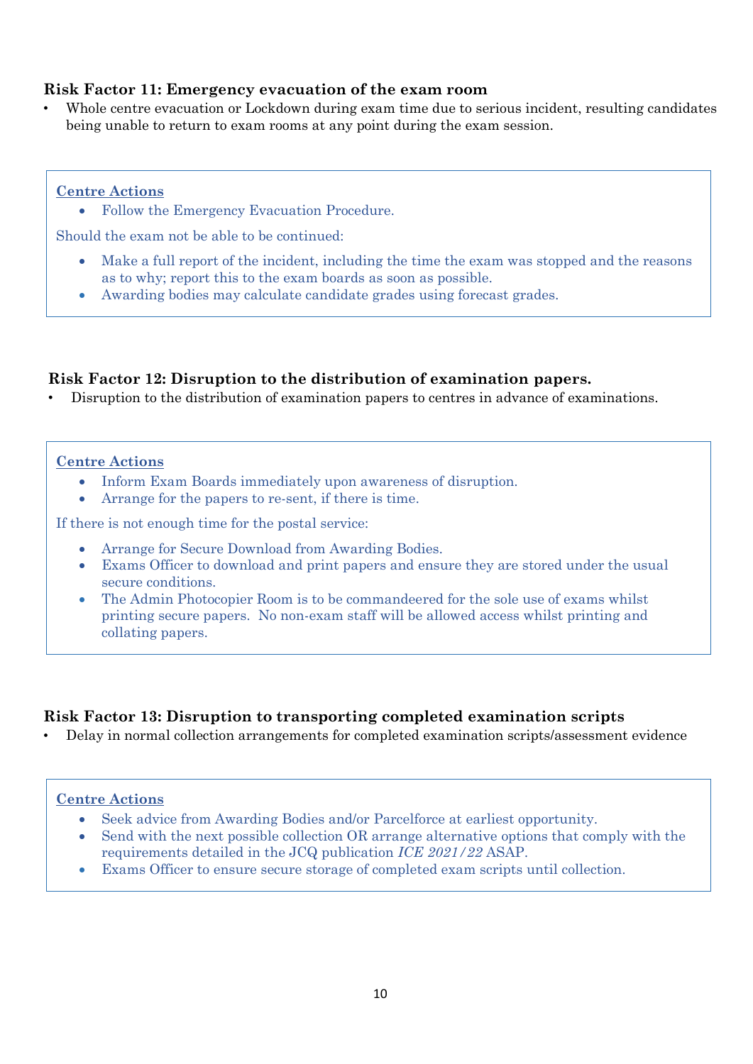### Risk Factor 11: Emergency evacuation of the exam room

- Whole centre evacuation or Lockdown during exam time due to serious incident, resulting candidates being unable to return to exam rooms at any point during the exam session.

**Centre Actions**

- Follow the Emergency Evacuation Procedure.

Should the exam not be able to be continued:

- Make a full report of the incident, including the time the exam was stopped and the reasons as to why; report this to the exam boards as soon as possible.
- Awarding bodies may calculate candidate grades using forecast grades.

### Risk Factor 12: Disruption to the distribution of examination papers.

- Disruption to the distribution of examination papers to centres in advance of examinations.

**Centre Actions**

- Inform Exam Boards immediately upon awareness of disruption.
- Arrange for the papers to re-sent, if there is time.

If there is not enough time for the postal service:

- Arrange for Secure Download from Awarding Bodies.
- Exams Officer to download and print papers and ensure they are stored under the usual secure conditions.
- The Admin Photocopier Room is to be commandeered for the sole use of exams whilst printing secure papers. No non-exam staff will be allowed access whilst printing and collating papers.

### Risk Factor 13: Disruption to transporting completed examination scripts

- Delay in normal collection arrangements for completed examination scripts/assessment evidence

**Centre Actions**

- Seek advice from Awarding Bodies and/or Parcelforce at earliest opportunity.
- Send with the next possible collection OR arrange alternative options that comply with the requirements detailed in the JCQ publication *ICE 2021/22* ASAP.
- Exams Officer to ensure secure storage of completed exam scripts until collection.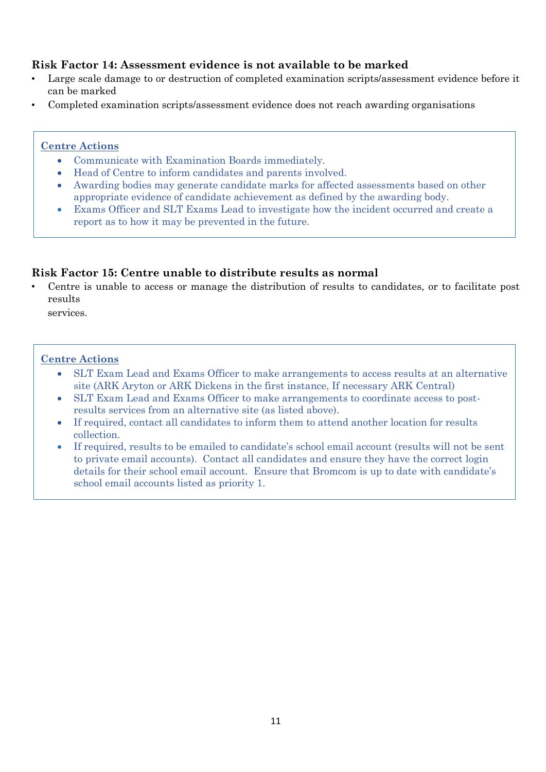### Risk Factor 14: Assessment evidence is not available to be marked

- Large scale damage to or destruction of completed examination scripts/assessment evidence before it can be marked
- Completed examination scripts/assessment evidence does not reach awarding organisations

**Centre Actions**

- Communicate with Examination Boards immediately.
- Head of Centre to inform candidates and parents involved.
- Awarding bodies may generate candidate marks for affected assessments based on other appropriate evidence of candidate achievement as defined by the awarding body.
- Exams Officer and SLT Exams Lead to investigate how the incident occurred and create a report as to how it may be prevented in the future.

### Risk Factor 15: Centre unable to distribute results as normal

- Centre is unable to access or manage the distribution of results to candidates, or to facilitate post results services.

**Centre Actions**

- SLT Exam Lead and Exams Officer to make arrangements to access results at an alternative site (ARK Aryton or ARK Dickens in the first instance, If necessary ARK Central)
- SLT Exam Lead and Exams Officer to make arrangements to coordinate access to post-results services from an alternative site (as listed above).
- If required, contact all candidates to inform them to attend another location for results collection.
- If required, results to be emailed to candidate's school email account (results will not be sent to private email accounts). Contact all candidates and ensure they have the correct login details for their school email account. Ensure that Bromcom is up to date with candidate's school email accounts listed as priority 1.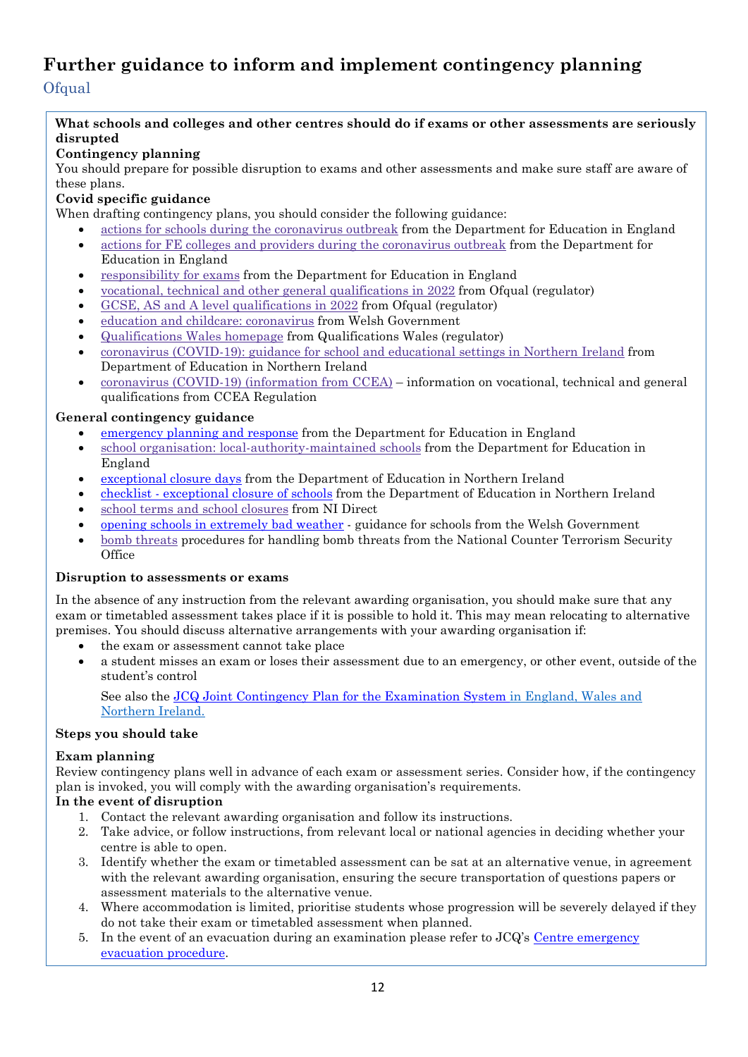# Further guidance to inform and implement contingency planning

## Ofqual

**What schools and colleges and other centres should do if exams or other assessments are seriously disrupted**

**Contingency planning**

You should prepare for possible disruption to exams and other assessments and make sure staff are aware of these plans.

**Covid specific guidance**

When drafting contingency plans, you should consider the following guidance:

- actions for schools during the coronavirus outbreak from the Department for Education in England
- actions for FE colleges and providers during the coronavirus outbreak from the Department for Education in England
- responsibility for exams from the Department for Education in England
- vocational, technical and other general qualifications in 2022 from Ofqual (regulator)
- GCSE, AS and A level qualifications in 2022 from Ofqual (regulator)
- education and childcare: coronavirus from Welsh Government
- Qualifications Wales homepage from Qualifications Wales (regulator)
- coronavirus (COVID-19): guidance for school and educational settings in Northern Ireland from Department of Education in Northern Ireland
- coronavirus (COVID-19) (information from CCEA) – information on vocational, technical and general qualifications from CCEA Regulation

**General contingency guidance**

- emergency planning and response from the Department for Education in England
- school organisation: local-authority-maintained schools from the Department for Education in England
- exceptional closure days from the Department of Education in Northern Ireland
- checklist - exceptional closure of schools from the Department of Education in Northern Ireland
- school terms and school closures from NI Direct
- opening schools in extremely bad weather - guidance for schools from the Welsh Government
- bomb threats procedures for handling bomb threats from the National Counter Terrorism Security Office

**Disruption to assessments or exams**

In the absence of any instruction from the relevant awarding organisation, you should make sure that any exam or timetabled assessment takes place if it is possible to hold it. This may mean relocating to alternative premises. You should discuss alternative arrangements with your awarding organisation if:

- the exam or assessment cannot take place
- a student misses an exam or loses their assessment due to an emergency, or other event, outside of the student's control

See also the JCQ Joint Contingency Plan for the Examination System in England, Wales and Northern Ireland.

**Steps you should take**

**Exam planning**

Review contingency plans well in advance of each exam or assessment series. Consider how, if the contingency plan is invoked, you will comply with the awarding organisation's requirements.

**In the event of disruption**

1. Contact the relevant awarding organisation and follow its instructions.
2. Take advice, or follow instructions, from relevant local or national agencies in deciding whether your centre is able to open.
3. Identify whether the exam or timetabled assessment can be sat at an alternative venue, in agreement with the relevant awarding organisation, ensuring the secure transportation of questions papers or assessment materials to the alternative venue.
4. Where accommodation is limited, prioritise students whose progression will be severely delayed if they do not take their exam or timetabled assessment when planned.
5. In the event of an evacuation during an examination please refer to JCQ's Centre emergency evacuation procedure.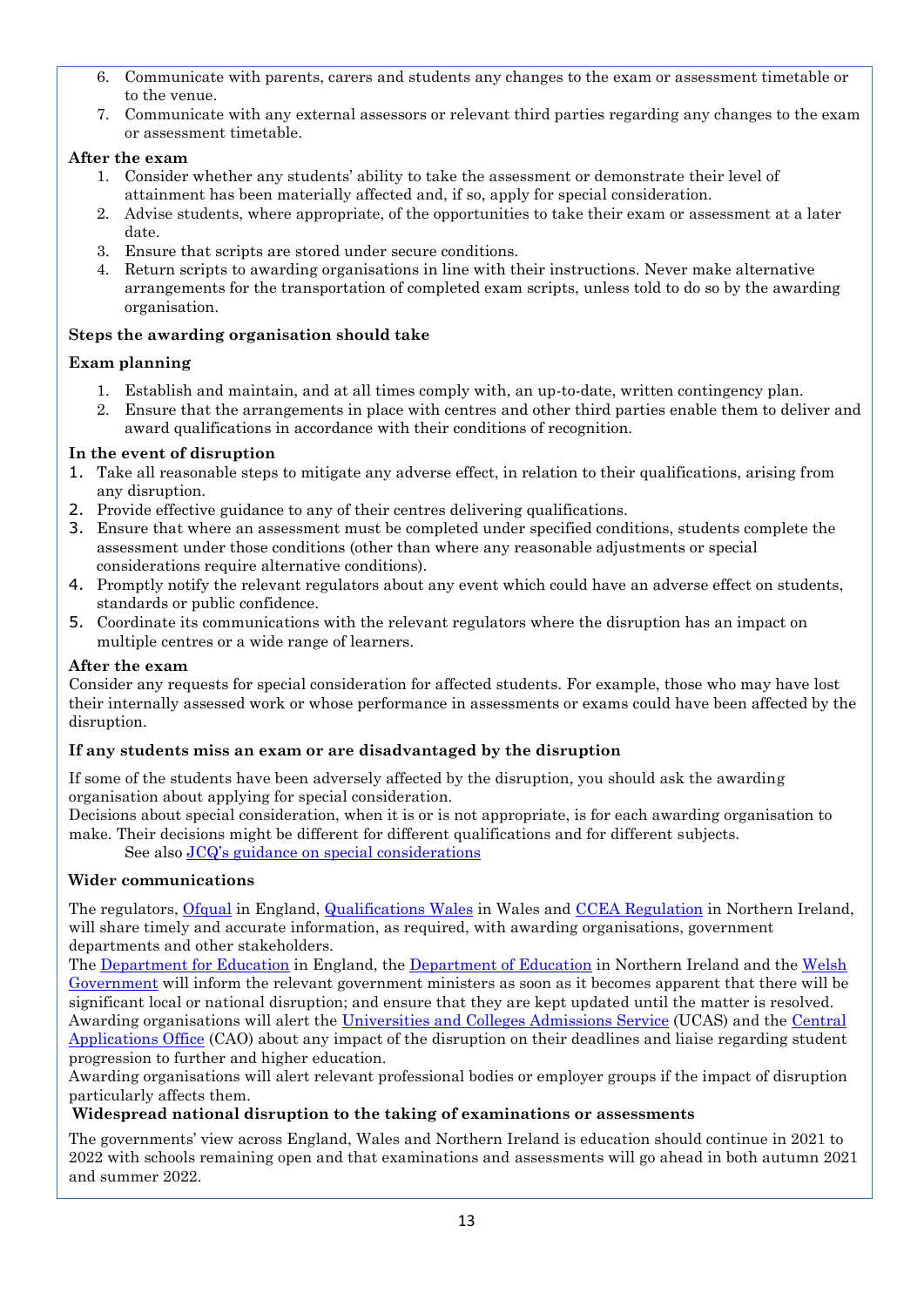6. Communicate with parents, carers and students any changes to the exam or assessment timetable or to the venue.
7. Communicate with any external assessors or relevant third parties regarding any changes to the exam or assessment timetable.

**After the exam**

1. Consider whether any students' ability to take the assessment or demonstrate their level of attainment has been materially affected and, if so, apply for special consideration.
2. Advise students, where appropriate, of the opportunities to take their exam or assessment at a later date.
3. Ensure that scripts are stored under secure conditions.
4. Return scripts to awarding organisations in line with their instructions. Never make alternative arrangements for the transportation of completed exam scripts, unless told to do so by the awarding organisation.

**Steps the awarding organisation should take**

**Exam planning**

1. Establish and maintain, and at all times comply with, an up-to-date, written contingency plan.
2. Ensure that the arrangements in place with centres and other third parties enable them to deliver and award qualifications in accordance with their conditions of recognition.

**In the event of disruption**

1. Take all reasonable steps to mitigate any adverse effect, in relation to their qualifications, arising from any disruption.
2. Provide effective guidance to any of their centres delivering qualifications.
3. Ensure that where an assessment must be completed under specified conditions, students complete the assessment under those conditions (other than where any reasonable adjustments or special considerations require alternative conditions).
4. Promptly notify the relevant regulators about any event which could have an adverse effect on students, standards or public confidence.
5. Coordinate its communications with the relevant regulators where the disruption has an impact on multiple centres or a wide range of learners.

**After the exam**

Consider any requests for special consideration for affected students. For example, those who may have lost their internally assessed work or whose performance in assessments or exams could have been affected by the disruption.

**If any students miss an exam or are disadvantaged by the disruption**

If some of the students have been adversely affected by the disruption, you should ask the awarding organisation about applying for special consideration.

Decisions about special consideration, when it is or is not appropriate, is for each awarding organisation to make. Their decisions might be different for different qualifications and for different subjects.

See also JCQ's guidance on special considerations

**Wider communications**

The regulators, Ofqual in England, Qualifications Wales in Wales and CCEA Regulation in Northern Ireland, will share timely and accurate information, as required, with awarding organisations, government departments and other stakeholders.

The Department for Education in England, the Department of Education in Northern Ireland and the Welsh Government will inform the relevant government ministers as soon as it becomes apparent that there will be significant local or national disruption; and ensure that they are kept updated until the matter is resolved.

Awarding organisations will alert the Universities and Colleges Admissions Service (UCAS) and the Central Applications Office (CAO) about any impact of the disruption on their deadlines and liaise regarding student progression to further and higher education.

Awarding organisations will alert relevant professional bodies or employer groups if the impact of disruption particularly affects them.

**Widespread national disruption to the taking of examinations or assessments**

The governments' view across England, Wales and Northern Ireland is education should continue in 2021 to 2022 with schools remaining open and that examinations and assessments will go ahead in both autumn 2021 and summer 2022.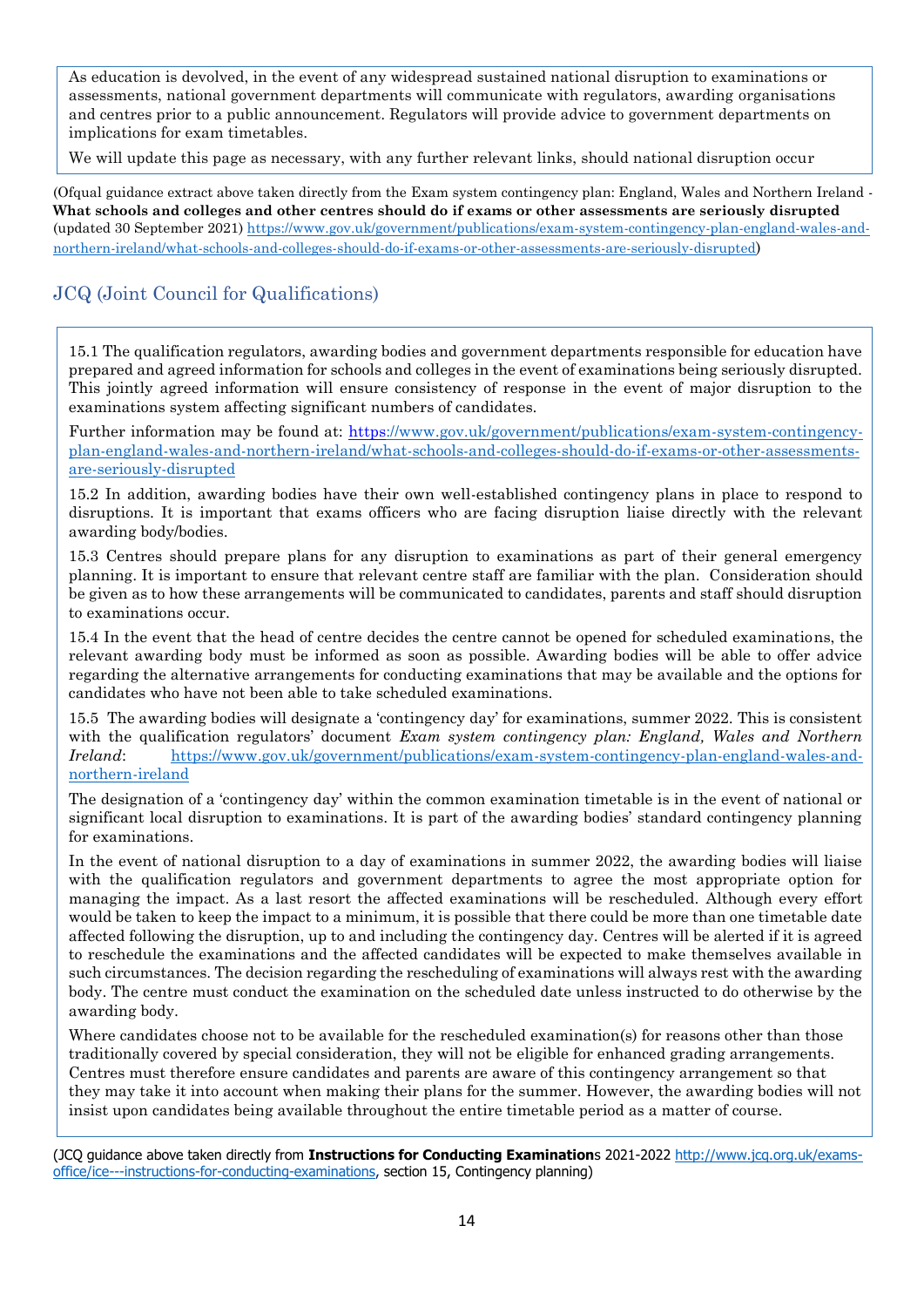As education is devolved, in the event of any widespread sustained national disruption to examinations or assessments, national government departments will communicate with regulators, awarding organisations and centres prior to a public announcement. Regulators will provide advice to government departments on implications for exam timetables.

We will update this page as necessary, with any further relevant links, should national disruption occur

(Ofqual guidance extract above taken directly from the Exam system contingency plan: England, Wales and Northern Ireland - **What schools and colleges and other centres should do if exams or other assessments are seriously disrupted** (updated 30 September 2021) https://www.gov.uk/government/publications/exam-system-contingency-plan-england-wales-and-northern-ireland/what-schools-and-colleges-should-do-if-exams-or-other-assessments-are-seriously-disrupted)

## JCQ (Joint Council for Qualifications)

15.1 The qualification regulators, awarding bodies and government departments responsible for education have prepared and agreed information for schools and colleges in the event of examinations being seriously disrupted. This jointly agreed information will ensure consistency of response in the event of major disruption to the examinations system affecting significant numbers of candidates.

Further information may be found at: https://www.gov.uk/government/publications/exam-system-contingency-plan-england-wales-and-northern-ireland/what-schools-and-colleges-should-do-if-exams-or-other-assessments-are-seriously-disrupted

15.2 In addition, awarding bodies have their own well-established contingency plans in place to respond to disruptions. It is important that exams officers who are facing disruption liaise directly with the relevant awarding body/bodies.

15.3 Centres should prepare plans for any disruption to examinations as part of their general emergency planning. It is important to ensure that relevant centre staff are familiar with the plan. Consideration should be given as to how these arrangements will be communicated to candidates, parents and staff should disruption to examinations occur.

15.4 In the event that the head of centre decides the centre cannot be opened for scheduled examinations, the relevant awarding body must be informed as soon as possible. Awarding bodies will be able to offer advice regarding the alternative arrangements for conducting examinations that may be available and the options for candidates who have not been able to take scheduled examinations.

15.5 The awarding bodies will designate a 'contingency day' for examinations, summer 2022. This is consistent with the qualification regulators' document *Exam system contingency plan: England, Wales and Northern Ireland*: https://www.gov.uk/government/publications/exam-system-contingency-plan-england-wales-and-northern-ireland

The designation of a 'contingency day' within the common examination timetable is in the event of national or significant local disruption to examinations. It is part of the awarding bodies' standard contingency planning for examinations.

In the event of national disruption to a day of examinations in summer 2022, the awarding bodies will liaise with the qualification regulators and government departments to agree the most appropriate option for managing the impact. As a last resort the affected examinations will be rescheduled. Although every effort would be taken to keep the impact to a minimum, it is possible that there could be more than one timetable date affected following the disruption, up to and including the contingency day. Centres will be alerted if it is agreed to reschedule the examinations and the affected candidates will be expected to make themselves available in such circumstances. The decision regarding the rescheduling of examinations will always rest with the awarding body. The centre must conduct the examination on the scheduled date unless instructed to do otherwise by the awarding body.

Where candidates choose not to be available for the rescheduled examination(s) for reasons other than those traditionally covered by special consideration, they will not be eligible for enhanced grading arrangements. Centres must therefore ensure candidates and parents are aware of this contingency arrangement so that they may take it into account when making their plans for the summer. However, the awarding bodies will not insist upon candidates being available throughout the entire timetable period as a matter of course.

(JCQ guidance above taken directly from **Instructions for Conducting Examination**s 2021-2022 http://www.jcq.org.uk/exams-office/ice---instructions-for-conducting-examinations, section 15, Contingency planning)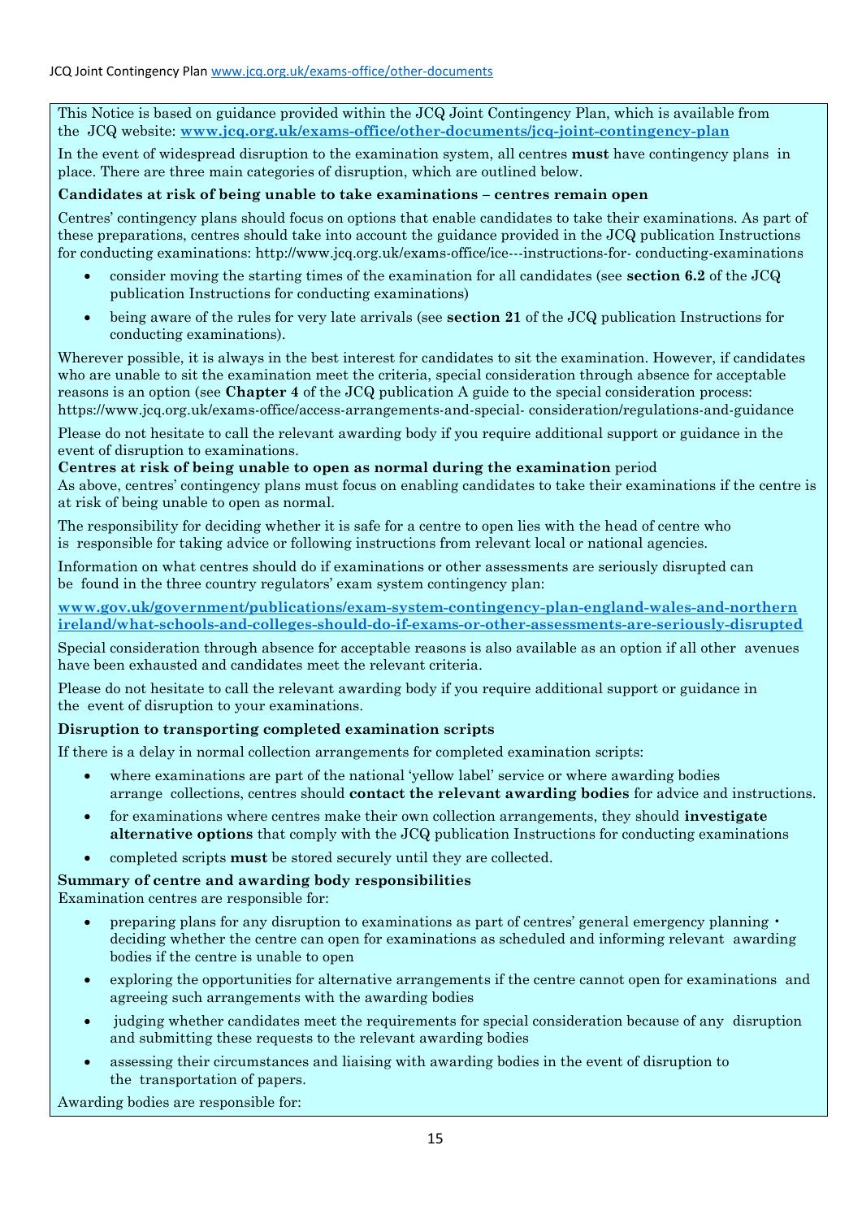This Notice is based on guidance provided within the JCQ Joint Contingency Plan, which is available from the JCQ website: **[www.jcq.org.uk/exams-office/other-documents/jcq-joint-contingency-plan](http://www.jcq.org.uk/exams-office/other-documents/jcq-joint-contingency-plan)**

In the event of widespread disruption to the examination system, all centres **must** have contingency plans in place. There are three main categories of disruption, which are outlined below.

**Candidates at risk of being unable to take examinations – centres remain open**

Centres' contingency plans should focus on options that enable candidates to take their examinations. As part of these preparations, centres should take into account the guidance provided in the JCQ publication Instructions for conducting examinations: http://www.jcq.org.uk/exams-office/ice---instructions-for- conducting-examinations

- consider moving the starting times of the examination for all candidates (see **section 6.2** of the JCQ publication Instructions for conducting examinations)
- being aware of the rules for very late arrivals (see **section 21** of the JCQ publication Instructions for conducting examinations).

Wherever possible, it is always in the best interest for candidates to sit the examination. However, if candidates who are unable to sit the examination meet the criteria, special consideration through absence for acceptable reasons is an option (see **Chapter 4** of the JCQ publication A guide to the special consideration process: https://www.jcq.org.uk/exams-office/access-arrangements-and-special- consideration/regulations-and-guidance

Please do not hesitate to call the relevant awarding body if you require additional support or guidance in the event of disruption to examinations.

**Centres at risk of being unable to open as normal during the examination** period

As above, centres' contingency plans must focus on enabling candidates to take their examinations if the centre is at risk of being unable to open as normal.

The responsibility for deciding whether it is safe for a centre to open lies with the head of centre who is responsible for taking advice or following instructions from relevant local or national agencies.

Information on what centres should do if examinations or other assessments are seriously disrupted can be found in the three country regulators' exam system contingency plan:

**[www.gov.uk/government/publications/exam-system-contingency-plan-england-wales-and-northern ireland/what-schools-and-colleges-should-do-if-exams-or-other-assessments-are-seriously-disrupted](http://www.gov.uk/government/publications/exam-system-contingency-plan-england-wales-and-northern-ireland/what-schools-and-colleges-should-do-if-exams-or-other-assessments-are-seriously-disrupted)**

Special consideration through absence for acceptable reasons is also available as an option if all other avenues have been exhausted and candidates meet the relevant criteria.

Please do not hesitate to call the relevant awarding body if you require additional support or guidance in the event of disruption to your examinations.

**Disruption to transporting completed examination scripts**

If there is a delay in normal collection arrangements for completed examination scripts:

- where examinations are part of the national 'yellow label' service or where awarding bodies arrange collections, centres should **contact the relevant awarding bodies** for advice and instructions.
- for examinations where centres make their own collection arrangements, they should **investigate alternative options** that comply with the JCQ publication Instructions for conducting examinations
- completed scripts **must** be stored securely until they are collected.

**Summary of centre and awarding body responsibilities**

Examination centres are responsible for:

- preparing plans for any disruption to examinations as part of centres' general emergency planning • deciding whether the centre can open for examinations as scheduled and informing relevant awarding bodies if the centre is unable to open
- exploring the opportunities for alternative arrangements if the centre cannot open for examinations and agreeing such arrangements with the awarding bodies
- judging whether candidates meet the requirements for special consideration because of any disruption and submitting these requests to the relevant awarding bodies
- assessing their circumstances and liaising with awarding bodies in the event of disruption to the transportation of papers.

Awarding bodies are responsible for: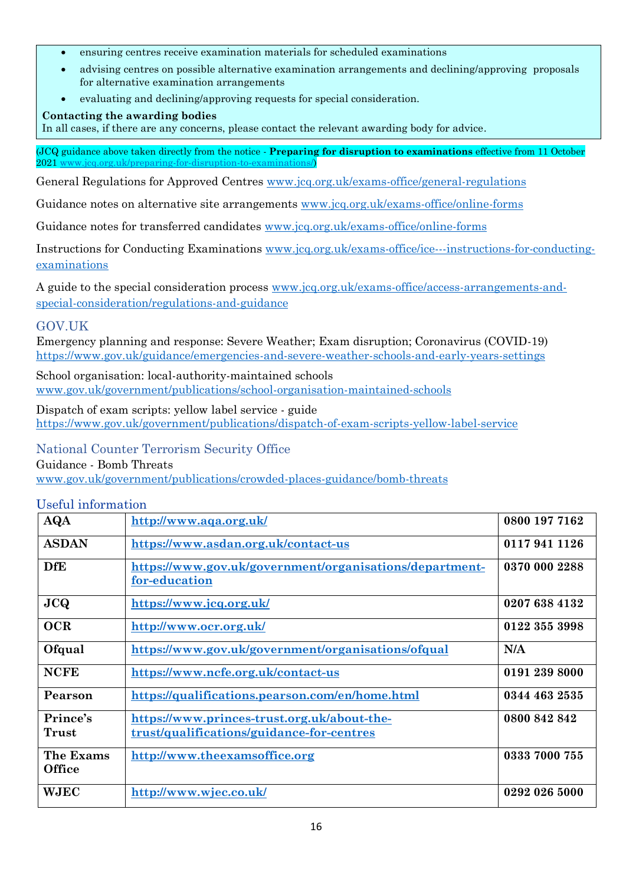- ensuring centres receive examination materials for scheduled examinations
- advising centres on possible alternative examination arrangements and declining/approving proposals for alternative examination arrangements
- evaluating and declining/approving requests for special consideration.

**Contacting the awarding bodies**
In all cases, if there are any concerns, please contact the relevant awarding body for advice.

(JCQ guidance above taken directly from the notice - **Preparing for disruption to examinations** effective from 11 October 2021 www.jcq.org.uk/preparing-for-disruption-to-examinations/)

General Regulations for Approved Centres www.jcq.org.uk/exams-office/general-regulations

Guidance notes on alternative site arrangements www.jcq.org.uk/exams-office/online-forms

Guidance notes for transferred candidates www.jcq.org.uk/exams-office/online-forms

Instructions for Conducting Examinations www.jcq.org.uk/exams-office/ice---instructions-for-conducting-examinations

A guide to the special consideration process www.jcq.org.uk/exams-office/access-arrangements-and-special-consideration/regulations-and-guidance

## GOV.UK

Emergency planning and response: Severe Weather; Exam disruption; Coronavirus (COVID-19)
https://www.gov.uk/guidance/emergencies-and-severe-weather-schools-and-early-years-settings

School organisation: local-authority-maintained schools
www.gov.uk/government/publications/school-organisation-maintained-schools

Dispatch of exam scripts: yellow label service - guide
https://www.gov.uk/government/publications/dispatch-of-exam-scripts-yellow-label-service

## National Counter Terrorism Security Office

Guidance - Bomb Threats
www.gov.uk/government/publications/crowded-places-guidance/bomb-threats

## Useful information

| | | |
|---|---|---|
| **AQA** | **http://www.aqa.org.uk/** | **0800 197 7162** |
| **ASDAN** | **https://www.asdan.org.uk/contact-us** | **0117 941 1126** |
| **DfE** | **https://www.gov.uk/government/organisations/department-for-education** | **0370 000 2288** |
| **JCQ** | **https://www.jcq.org.uk/** | **0207 638 4132** |
| **OCR** | **http://www.ocr.org.uk/** | **0122 355 3998** |
| **Ofqual** | **https://www.gov.uk/government/organisations/ofqual** | **N/A** |
| **NCFE** | **https://www.ncfe.org.uk/contact-us** | **0191 239 8000** |
| **Pearson** | **https://qualifications.pearson.com/en/home.html** | **0344 463 2535** |
| **Prince's Trust** | **https://www.princes-trust.org.uk/about-the-trust/qualifications/guidance-for-centres** | **0800 842 842** |
| **The Exams Office** | **http://www.theexamsoffice.org** | **0333 7000 755** |
| **WJEC** | **http://www.wjec.co.uk/** | **0292 026 5000** |